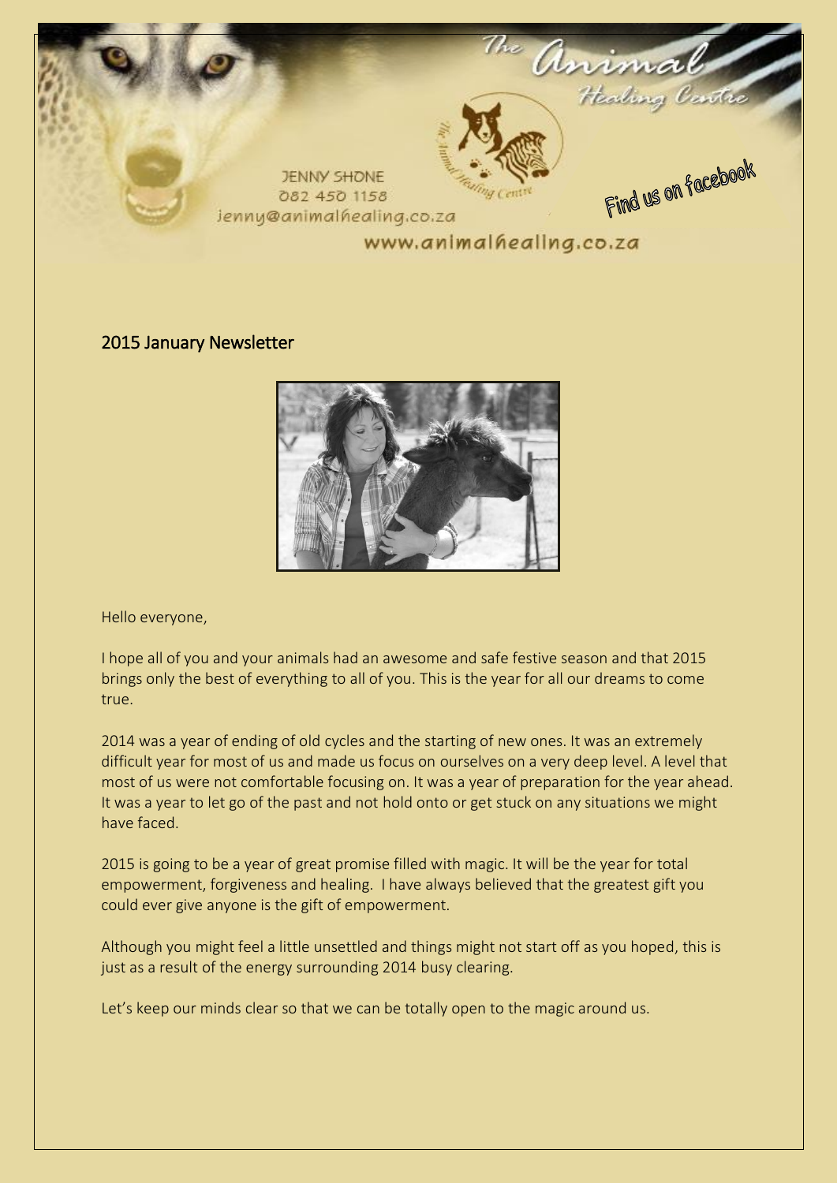JENNY SHONE
082 450 1158
jenny@animalhealing.co.za

The Animal Healing Centre

Find us on facebook

www.animalhealing.co.za

## 2015 January Newsletter

Hello everyone,

I hope all of you and your animals had an awesome and safe festive season and that 2015 brings only the best of everything to all of you. This is the year for all our dreams to come true.

2014 was a year of ending of old cycles and the starting of new ones. It was an extremely difficult year for most of us and made us focus on ourselves on a very deep level. A level that most of us were not comfortable focusing on. It was a year of preparation for the year ahead. It was a year to let go of the past and not hold onto or get stuck on any situations we might have faced.

2015 is going to be a year of great promise filled with magic. It will be the year for total empowerment, forgiveness and healing. I have always believed that the greatest gift you could ever give anyone is the gift of empowerment.

Although you might feel a little unsettled and things might not start off as you hoped, this is just as a result of the energy surrounding 2014 busy clearing.

Let's keep our minds clear so that we can be totally open to the magic around us.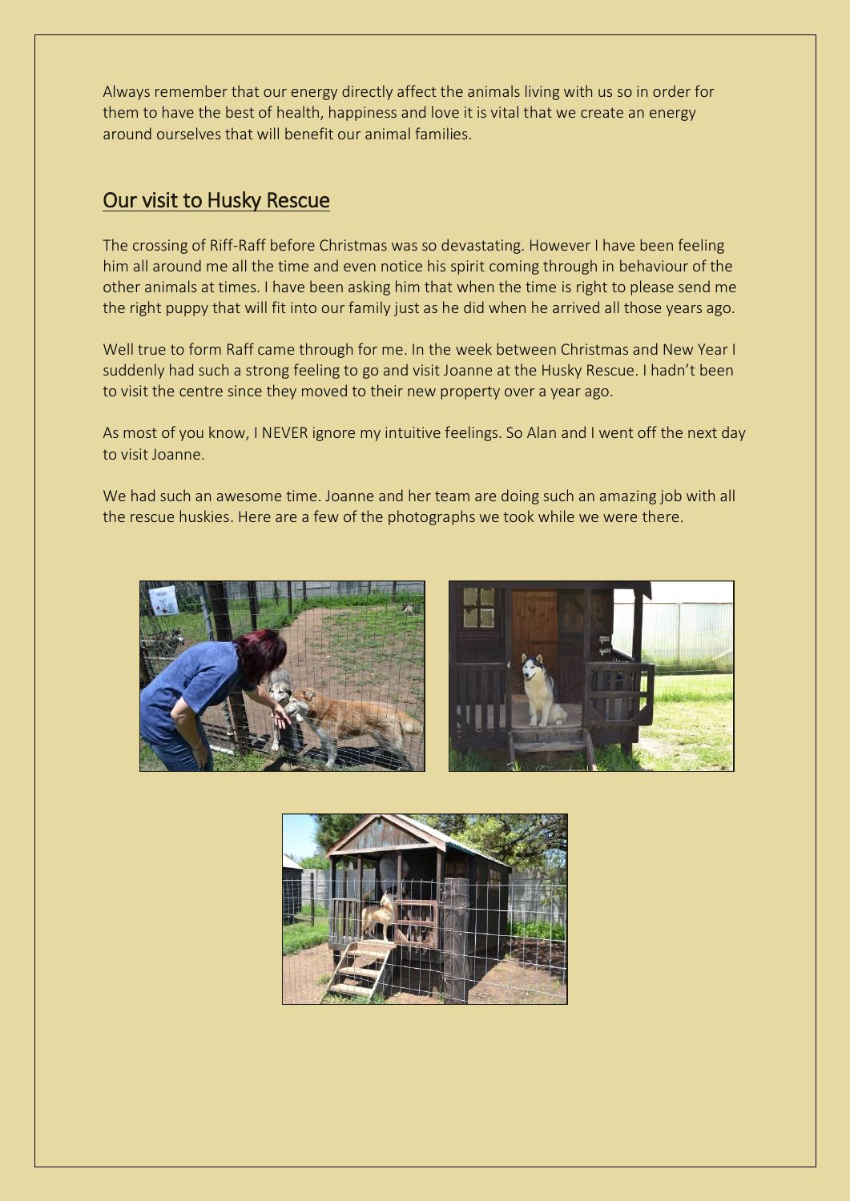Always remember that our energy directly affect the animals living with us so in order for them to have the best of health, happiness and love it is vital that we create an energy around ourselves that will benefit our animal families.

## Our visit to Husky Rescue

The crossing of Riff-Raff before Christmas was so devastating. However I have been feeling him all around me all the time and even notice his spirit coming through in behaviour of the other animals at times. I have been asking him that when the time is right to please send me the right puppy that will fit into our family just as he did when he arrived all those years ago.

Well true to form Raff came through for me. In the week between Christmas and New Year I suddenly had such a strong feeling to go and visit Joanne at the Husky Rescue. I hadn't been to visit the centre since they moved to their new property over a year ago.

As most of you know, I NEVER ignore my intuitive feelings. So Alan and I went off the next day to visit Joanne.

We had such an awesome time. Joanne and her team are doing such an amazing job with all the rescue huskies. Here are a few of the photographs we took while we were there.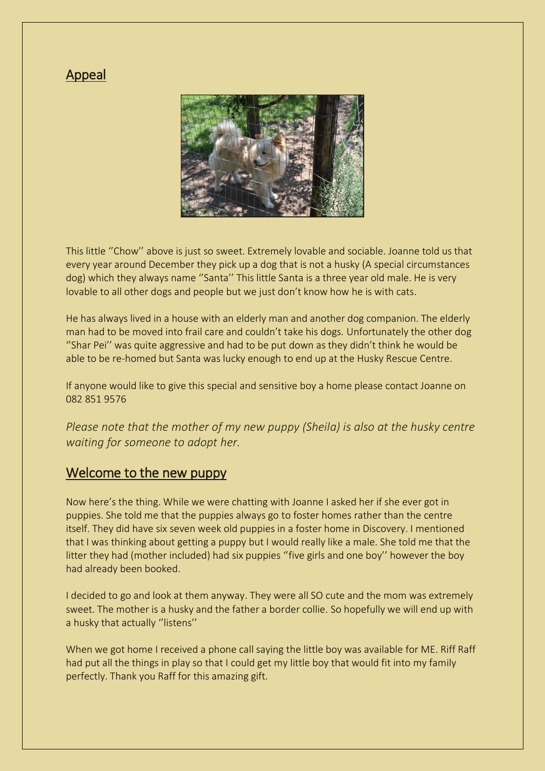## Appeal

This little ''Chow'' above is just so sweet. Extremely lovable and sociable. Joanne told us that every year around December they pick up a dog that is not a husky (A special circumstances dog) which they always name ''Santa'' This little Santa is a three year old male. He is very lovable to all other dogs and people but we just don't know how he is with cats.

He has always lived in a house with an elderly man and another dog companion. The elderly man had to be moved into frail care and couldn't take his dogs. Unfortunately the other dog ''Shar Pei'' was quite aggressive and had to be put down as they didn't think he would be able to be re-homed but Santa was lucky enough to end up at the Husky Rescue Centre.

If anyone would like to give this special and sensitive boy a home please contact Joanne on 082 851 9576

*Please note that the mother of my new puppy (Sheila) is also at the husky centre waiting for someone to adopt her.*

## Welcome to the new puppy

Now here's the thing. While we were chatting with Joanne I asked her if she ever got in puppies. She told me that the puppies always go to foster homes rather than the centre itself. They did have six seven week old puppies in a foster home in Discovery. I mentioned that I was thinking about getting a puppy but I would really like a male. She told me that the litter they had (mother included) had six puppies ''five girls and one boy'' however the boy had already been booked.

I decided to go and look at them anyway. They were all SO cute and the mom was extremely sweet. The mother is a husky and the father a border collie. So hopefully we will end up with a husky that actually ''listens''

When we got home I received a phone call saying the little boy was available for ME. Riff Raff had put all the things in play so that I could get my little boy that would fit into my family perfectly. Thank you Raff for this amazing gift.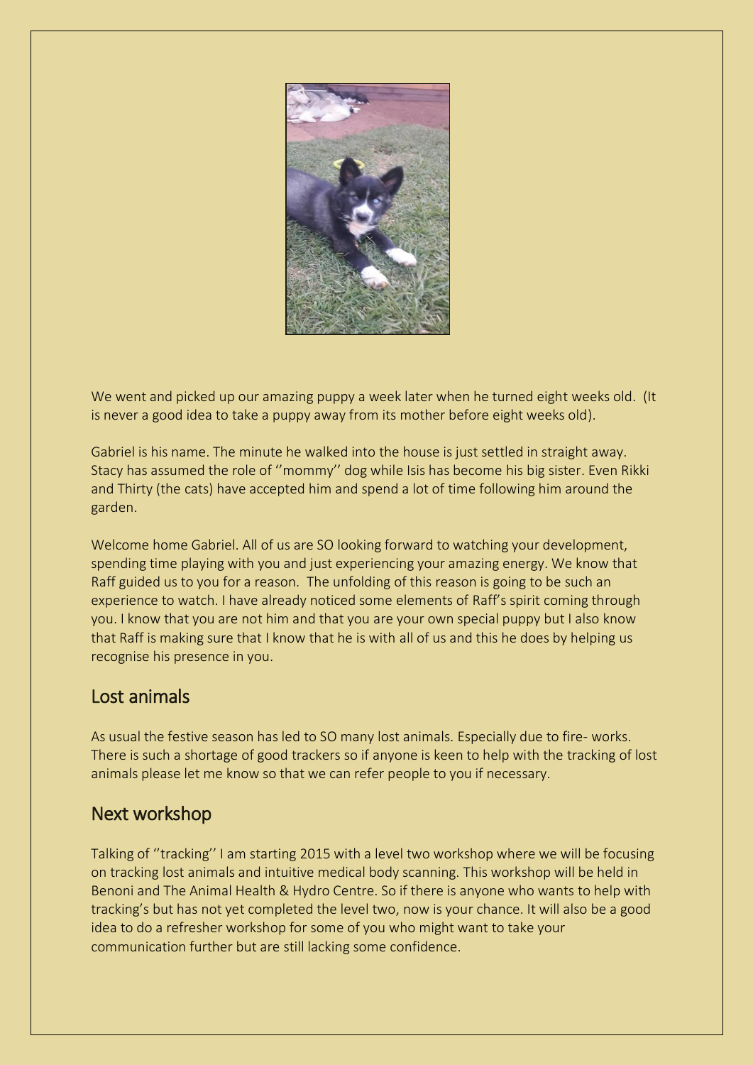We went and picked up our amazing puppy a week later when he turned eight weeks old. (It is never a good idea to take a puppy away from its mother before eight weeks old).

Gabriel is his name. The minute he walked into the house is just settled in straight away. Stacy has assumed the role of ''mommy'' dog while Isis has become his big sister. Even Rikki and Thirty (the cats) have accepted him and spend a lot of time following him around the garden.

Welcome home Gabriel. All of us are SO looking forward to watching your development, spending time playing with you and just experiencing your amazing energy. We know that Raff guided us to you for a reason. The unfolding of this reason is going to be such an experience to watch. I have already noticed some elements of Raff's spirit coming through you. I know that you are not him and that you are your own special puppy but I also know that Raff is making sure that I know that he is with all of us and this he does by helping us recognise his presence in you.

## Lost animals

As usual the festive season has led to SO many lost animals. Especially due to fire- works. There is such a shortage of good trackers so if anyone is keen to help with the tracking of lost animals please let me know so that we can refer people to you if necessary.

## Next workshop

Talking of ''tracking'' I am starting 2015 with a level two workshop where we will be focusing on tracking lost animals and intuitive medical body scanning. This workshop will be held in Benoni and The Animal Health & Hydro Centre. So if there is anyone who wants to help with tracking's but has not yet completed the level two, now is your chance. It will also be a good idea to do a refresher workshop for some of you who might want to take your communication further but are still lacking some confidence.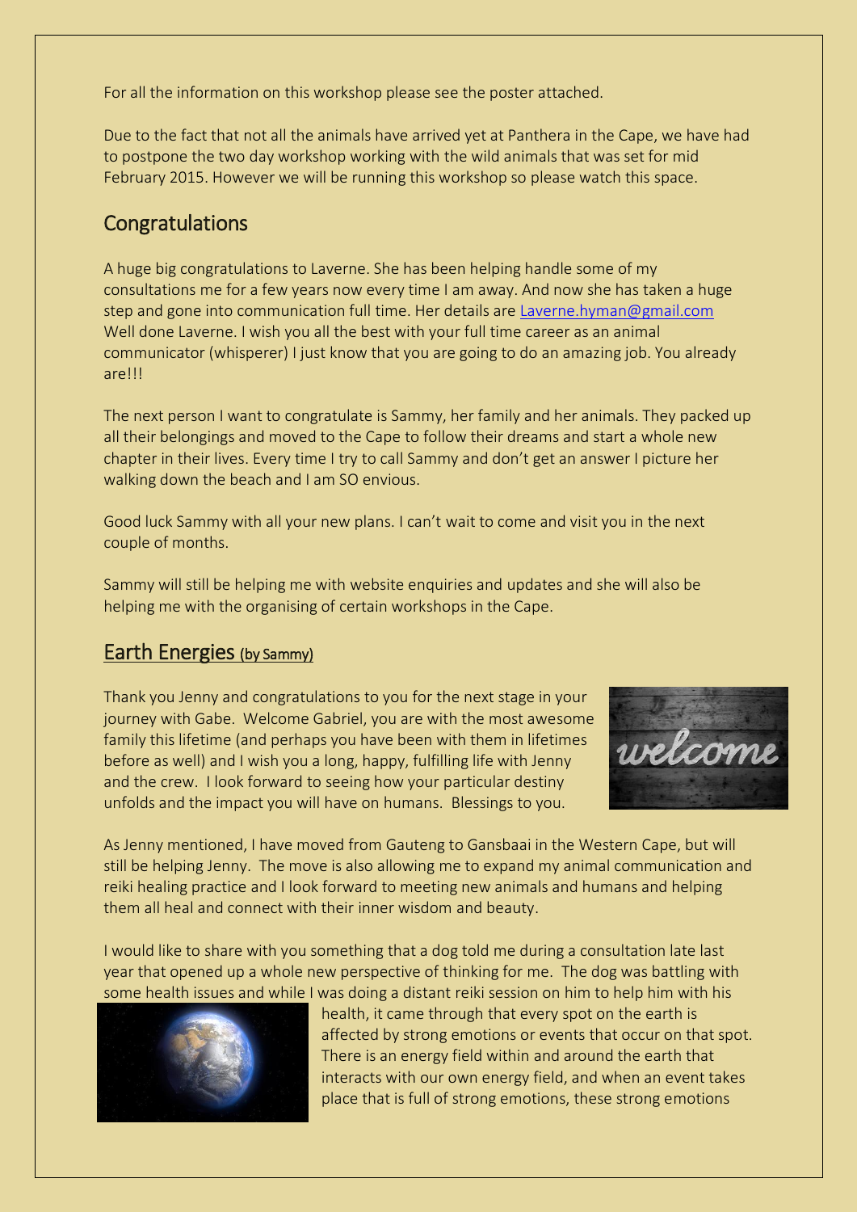For all the information on this workshop please see the poster attached.

Due to the fact that not all the animals have arrived yet at Panthera in the Cape, we have had to postpone the two day workshop working with the wild animals that was set for mid February 2015. However we will be running this workshop so please watch this space.

## Congratulations

A huge big congratulations to Laverne. She has been helping handle some of my consultations me for a few years now every time I am away. And now she has taken a huge step and gone into communication full time. Her details are Laverne.hyman@gmail.com Well done Laverne. I wish you all the best with your full time career as an animal communicator (whisperer) I just know that you are going to do an amazing job. You already are!!!

The next person I want to congratulate is Sammy, her family and her animals. They packed up all their belongings and moved to the Cape to follow their dreams and start a whole new chapter in their lives. Every time I try to call Sammy and don't get an answer I picture her walking down the beach and I am SO envious.

Good luck Sammy with all your new plans. I can't wait to come and visit you in the next couple of months.

Sammy will still be helping me with website enquiries and updates and she will also be helping me with the organising of certain workshops in the Cape.

## Earth Energies (by Sammy)

Thank you Jenny and congratulations to you for the next stage in your journey with Gabe. Welcome Gabriel, you are with the most awesome family this lifetime (and perhaps you have been with them in lifetimes before as well) and I wish you a long, happy, fulfilling life with Jenny and the crew. I look forward to seeing how your particular destiny unfolds and the impact you will have on humans. Blessings to you.

As Jenny mentioned, I have moved from Gauteng to Gansbaai in the Western Cape, but will still be helping Jenny. The move is also allowing me to expand my animal communication and reiki healing practice and I look forward to meeting new animals and humans and helping them all heal and connect with their inner wisdom and beauty.

I would like to share with you something that a dog told me during a consultation late last year that opened up a whole new perspective of thinking for me. The dog was battling with some health issues and while I was doing a distant reiki session on him to help him with his health, it came through that every spot on the earth is affected by strong emotions or events that occur on that spot. There is an energy field within and around the earth that interacts with our own energy field, and when an event takes place that is full of strong emotions, these strong emotions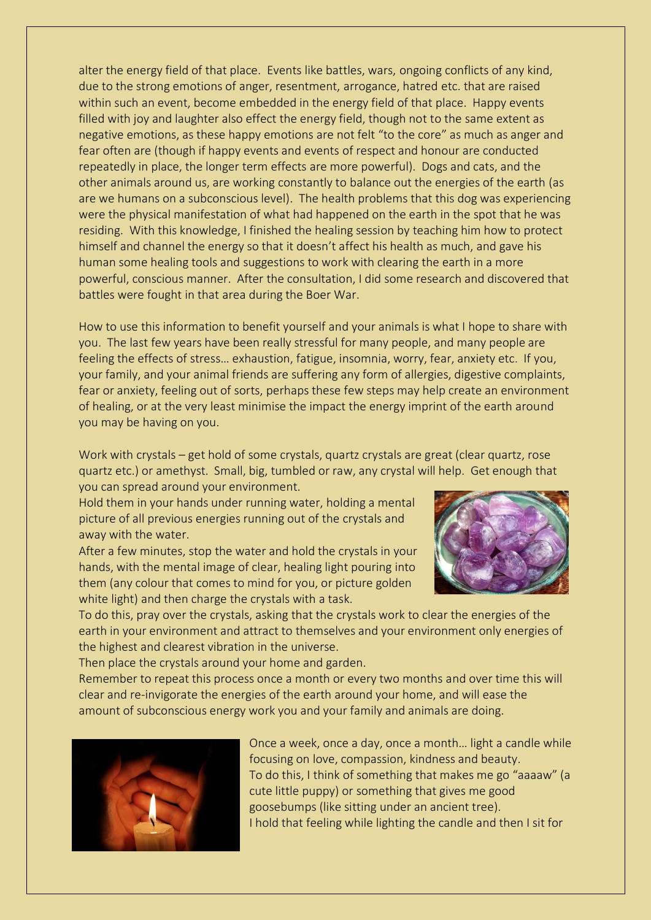alter the energy field of that place. Events like battles, wars, ongoing conflicts of any kind, due to the strong emotions of anger, resentment, arrogance, hatred etc. that are raised within such an event, become embedded in the energy field of that place. Happy events filled with joy and laughter also effect the energy field, though not to the same extent as negative emotions, as these happy emotions are not felt "to the core" as much as anger and fear often are (though if happy events and events of respect and honour are conducted repeatedly in place, the longer term effects are more powerful). Dogs and cats, and the other animals around us, are working constantly to balance out the energies of the earth (as are we humans on a subconscious level). The health problems that this dog was experiencing were the physical manifestation of what had happened on the earth in the spot that he was residing. With this knowledge, I finished the healing session by teaching him how to protect himself and channel the energy so that it doesn't affect his health as much, and gave his human some healing tools and suggestions to work with clearing the earth in a more powerful, conscious manner. After the consultation, I did some research and discovered that battles were fought in that area during the Boer War.

How to use this information to benefit yourself and your animals is what I hope to share with you. The last few years have been really stressful for many people, and many people are feeling the effects of stress… exhaustion, fatigue, insomnia, worry, fear, anxiety etc. If you, your family, and your animal friends are suffering any form of allergies, digestive complaints, fear or anxiety, feeling out of sorts, perhaps these few steps may help create an environment of healing, or at the very least minimise the impact the energy imprint of the earth around you may be having on you.

Work with crystals – get hold of some crystals, quartz crystals are great (clear quartz, rose quartz etc.) or amethyst. Small, big, tumbled or raw, any crystal will help. Get enough that you can spread around your environment.
Hold them in your hands under running water, holding a mental picture of all previous energies running out of the crystals and away with the water.
After a few minutes, stop the water and hold the crystals in your hands, with the mental image of clear, healing light pouring into them (any colour that comes to mind for you, or picture golden white light) and then charge the crystals with a task.
To do this, pray over the crystals, asking that the crystals work to clear the energies of the earth in your environment and attract to themselves and your environment only energies of the highest and clearest vibration in the universe.
Then place the crystals around your home and garden.
Remember to repeat this process once a month or every two months and over time this will clear and re-invigorate the energies of the earth around your home, and will ease the amount of subconscious energy work you and your family and animals are doing.

Once a week, once a day, once a month… light a candle while focusing on love, compassion, kindness and beauty.
To do this, I think of something that makes me go "aaaaw" (a cute little puppy) or something that gives me good goosebumps (like sitting under an ancient tree).
I hold that feeling while lighting the candle and then I sit for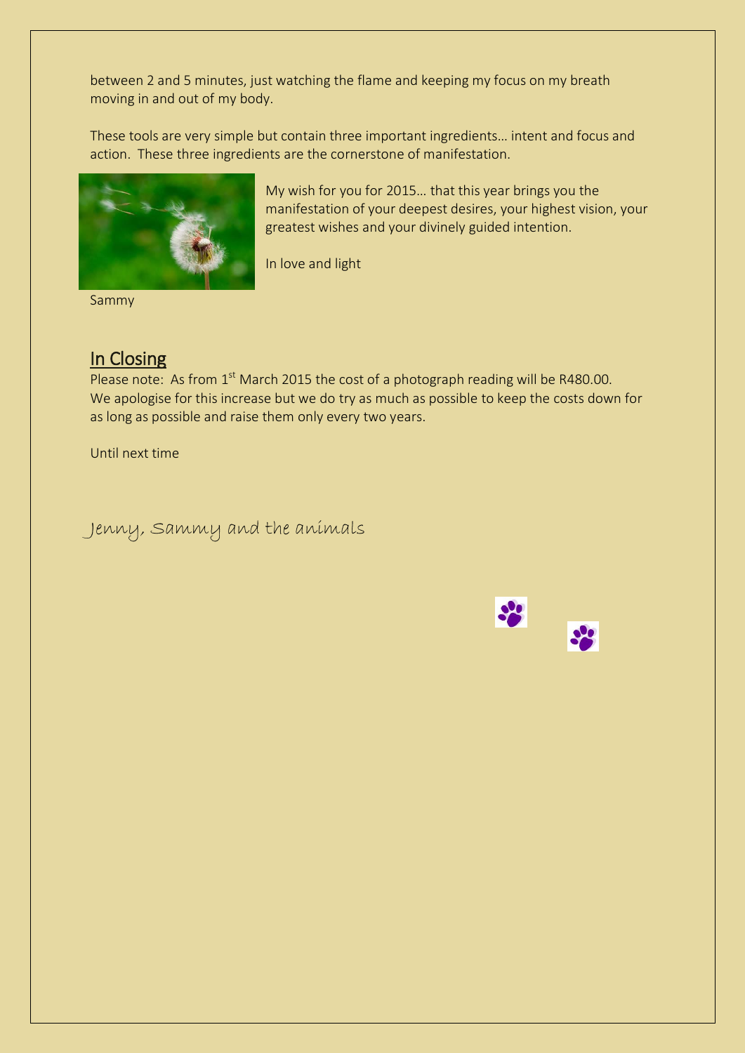between 2 and 5 minutes, just watching the flame and keeping my focus on my breath moving in and out of my body.

These tools are very simple but contain three important ingredients… intent and focus and action. These three ingredients are the cornerstone of manifestation.

My wish for you for 2015… that this year brings you the manifestation of your deepest desires, your highest vision, your greatest wishes and your divinely guided intention.

In love and light

Sammy

## In Closing

Please note: As from 1st March 2015 the cost of a photograph reading will be R480.00. We apologise for this increase but we do try as much as possible to keep the costs down for as long as possible and raise them only every two years.

Until next time

*Jenny, Sammy and the animals*